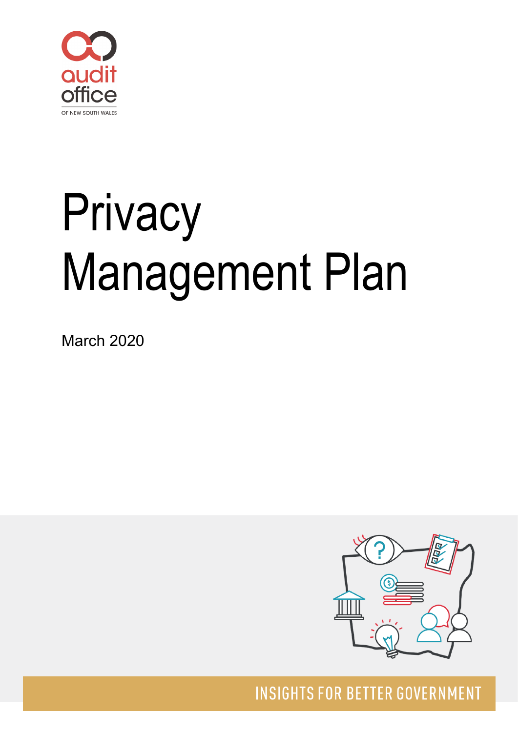audit office

OF NEW SOUTH WALES

# Privacy Management Plan

March 2020

INSIGHTS FOR BETTER GOVERNMENT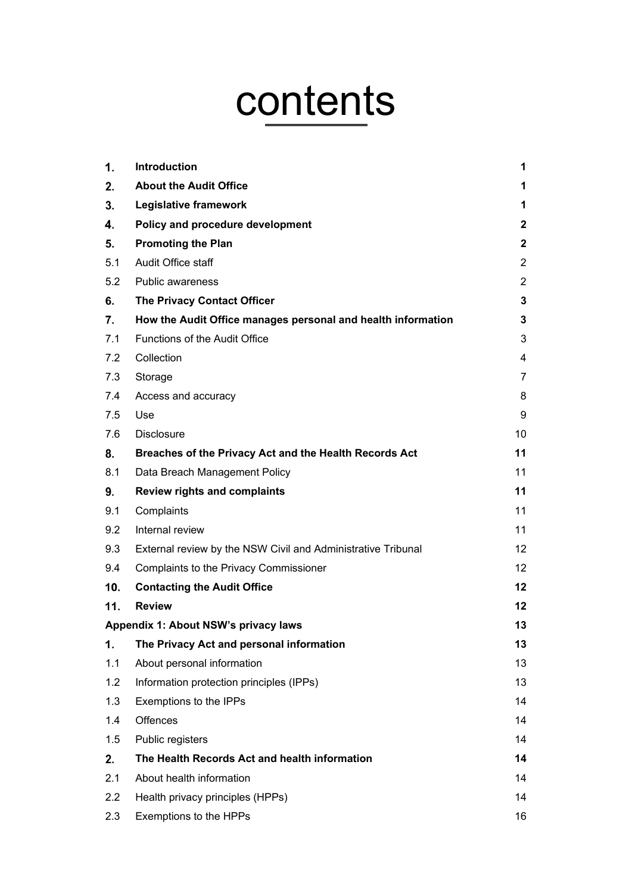# contents

| | | |
|---|---|---|
| **1.** | **Introduction** | **1** |
| **2.** | **About the Audit Office** | **1** |
| **3.** | **Legislative framework** | **1** |
| **4.** | **Policy and procedure development** | **2** |
| **5.** | **Promoting the Plan** | **2** |
| 5.1 | Audit Office staff | 2 |
| 5.2 | Public awareness | 2 |
| **6.** | **The Privacy Contact Officer** | **3** |
| **7.** | **How the Audit Office manages personal and health information** | **3** |
| 7.1 | Functions of the Audit Office | 3 |
| 7.2 | Collection | 4 |
| 7.3 | Storage | 7 |
| 7.4 | Access and accuracy | 8 |
| 7.5 | Use | 9 |
| 7.6 | Disclosure | 10 |
| **8.** | **Breaches of the Privacy Act and the Health Records Act** | **11** |
| 8.1 | Data Breach Management Policy | 11 |
| **9.** | **Review rights and complaints** | **11** |
| 9.1 | Complaints | 11 |
| 9.2 | Internal review | 11 |
| 9.3 | External review by the NSW Civil and Administrative Tribunal | 12 |
| 9.4 | Complaints to the Privacy Commissioner | 12 |
| **10.** | **Contacting the Audit Office** | **12** |
| **11.** | **Review** | **12** |
| **Appendix 1: About NSW's privacy laws** | | **13** |
| **1.** | **The Privacy Act and personal information** | **13** |
| 1.1 | About personal information | 13 |
| 1.2 | Information protection principles (IPPs) | 13 |
| 1.3 | Exemptions to the IPPs | 14 |
| 1.4 | Offences | 14 |
| 1.5 | Public registers | 14 |
| **2.** | **The Health Records Act and health information** | **14** |
| 2.1 | About health information | 14 |
| 2.2 | Health privacy principles (HPPs) | 14 |
| 2.3 | Exemptions to the HPPs | 16 |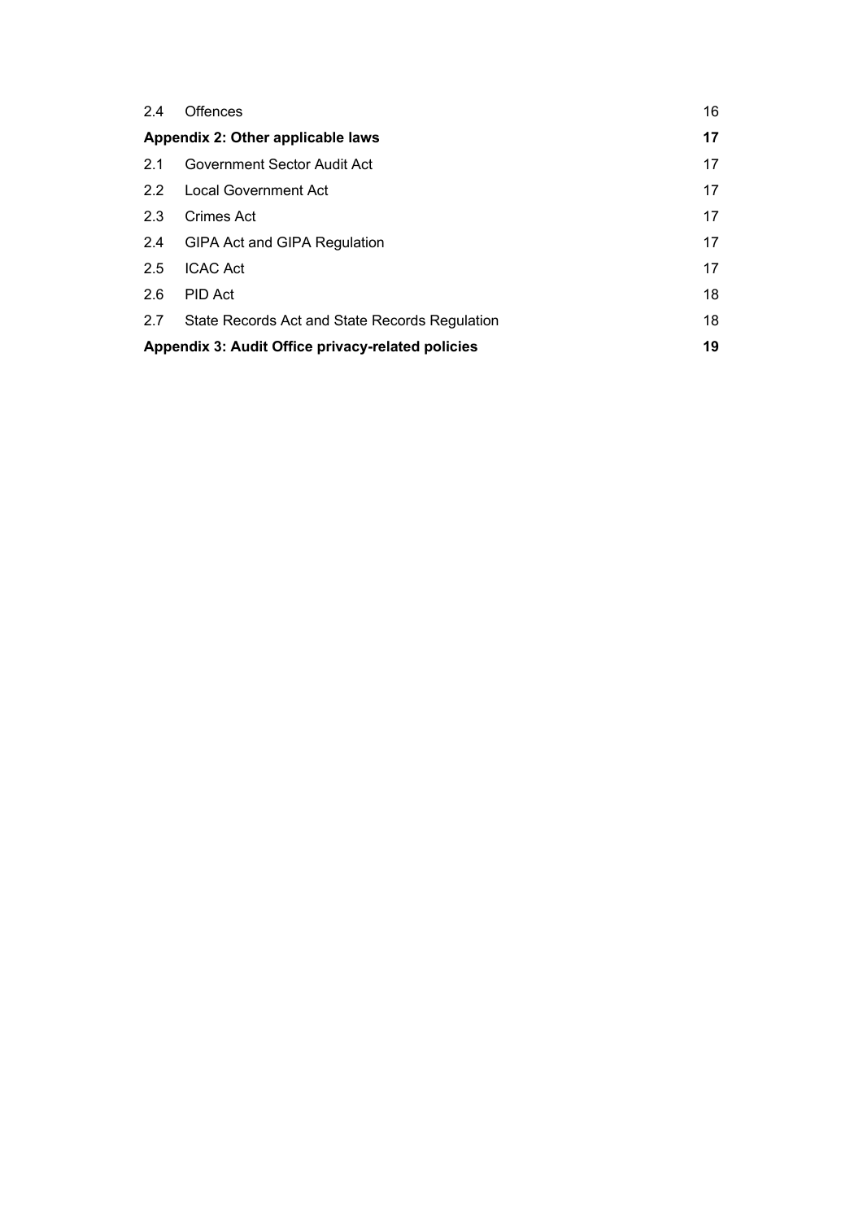| | | |
|---|---|---|
| 2.4 | Offences | 16 |
| **Appendix 2: Other applicable laws** | | **17** |
| 2.1 | Government Sector Audit Act | 17 |
| 2.2 | Local Government Act | 17 |
| 2.3 | Crimes Act | 17 |
| 2.4 | GIPA Act and GIPA Regulation | 17 |
| 2.5 | ICAC Act | 17 |
| 2.6 | PID Act | 18 |
| 2.7 | State Records Act and State Records Regulation | 18 |
| **Appendix 3: Audit Office privacy-related policies** | | **19** |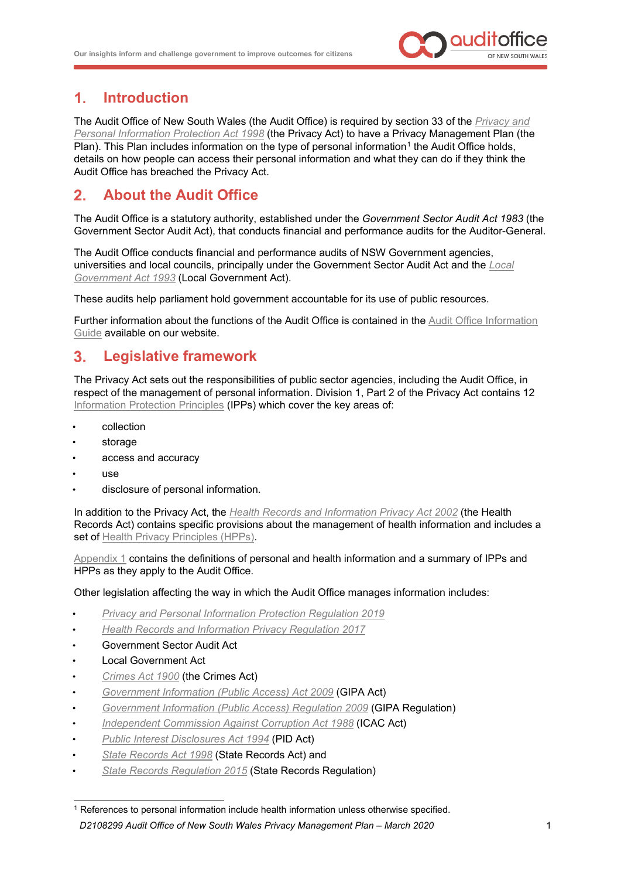## 1. Introduction

The Audit Office of New South Wales (the Audit Office) is required by section 33 of the *Privacy and Personal Information Protection Act 1998* (the Privacy Act) to have a Privacy Management Plan (the Plan). This Plan includes information on the type of personal information[1] the Audit Office holds, details on how people can access their personal information and what they can do if they think the Audit Office has breached the Privacy Act.

## 2. About the Audit Office

The Audit Office is a statutory authority, established under the *Government Sector Audit Act 1983* (the Government Sector Audit Act), that conducts financial and performance audits for the Auditor-General.

The Audit Office conducts financial and performance audits of NSW Government agencies, universities and local councils, principally under the Government Sector Audit Act and the *Local Government Act 1993* (Local Government Act).

These audits help parliament hold government accountable for its use of public resources.

Further information about the functions of the Audit Office is contained in the Audit Office Information Guide available on our website.

## 3. Legislative framework

The Privacy Act sets out the responsibilities of public sector agencies, including the Audit Office, in respect of the management of personal information. Division 1, Part 2 of the Privacy Act contains 12 Information Protection Principles (IPPs) which cover the key areas of:

- collection
- storage
- access and accuracy
- use
- disclosure of personal information.

In addition to the Privacy Act, the *Health Records and Information Privacy Act 2002* (the Health Records Act) contains specific provisions about the management of health information and includes a set of Health Privacy Principles (HPPs).

Appendix 1 contains the definitions of personal and health information and a summary of IPPs and HPPs as they apply to the Audit Office.

Other legislation affecting the way in which the Audit Office manages information includes:

- *Privacy and Personal Information Protection Regulation 2019*
- *Health Records and Information Privacy Regulation 2017*
- Government Sector Audit Act
- Local Government Act
- *Crimes Act 1900* (the Crimes Act)
- *Government Information (Public Access) Act 2009* (GIPA Act)
- *Government Information (Public Access) Regulation 2009* (GIPA Regulation)
- *Independent Commission Against Corruption Act 1988* (ICAC Act)
- *Public Interest Disclosures Act 1994* (PID Act)
- *State Records Act 1998* (State Records Act) and
- *State Records Regulation 2015* (State Records Regulation)

[1] References to personal information include health information unless otherwise specified.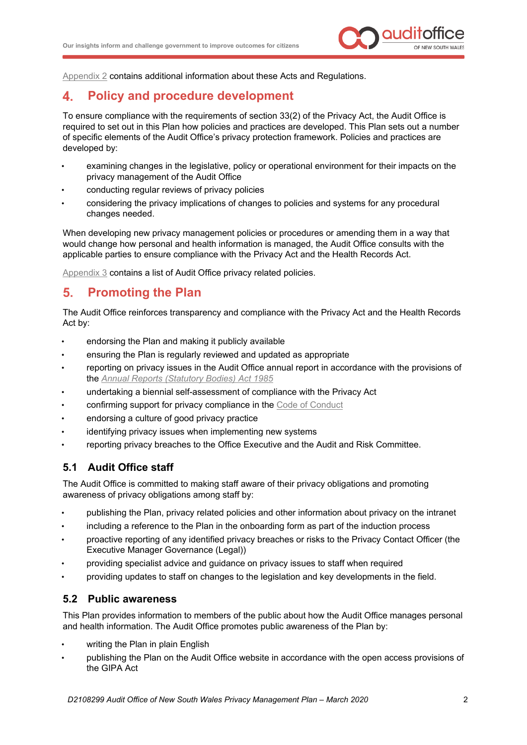Appendix 2 contains additional information about these Acts and Regulations.

## 4. Policy and procedure development

To ensure compliance with the requirements of section 33(2) of the Privacy Act, the Audit Office is required to set out in this Plan how policies and practices are developed. This Plan sets out a number of specific elements of the Audit Office's privacy protection framework. Policies and practices are developed by:

- examining changes in the legislative, policy or operational environment for their impacts on the privacy management of the Audit Office
- conducting regular reviews of privacy policies
- considering the privacy implications of changes to policies and systems for any procedural changes needed.

When developing new privacy management policies or procedures or amending them in a way that would change how personal and health information is managed, the Audit Office consults with the applicable parties to ensure compliance with the Privacy Act and the Health Records Act.

Appendix 3 contains a list of Audit Office privacy related policies.

## 5. Promoting the Plan

The Audit Office reinforces transparency and compliance with the Privacy Act and the Health Records Act by:

- endorsing the Plan and making it publicly available
- ensuring the Plan is regularly reviewed and updated as appropriate
- reporting on privacy issues in the Audit Office annual report in accordance with the provisions of the *Annual Reports (Statutory Bodies) Act 1985*
- undertaking a biennial self-assessment of compliance with the Privacy Act
- confirming support for privacy compliance in the Code of Conduct
- endorsing a culture of good privacy practice
- identifying privacy issues when implementing new systems
- reporting privacy breaches to the Office Executive and the Audit and Risk Committee.

### 5.1 Audit Office staff

The Audit Office is committed to making staff aware of their privacy obligations and promoting awareness of privacy obligations among staff by:

- publishing the Plan, privacy related policies and other information about privacy on the intranet
- including a reference to the Plan in the onboarding form as part of the induction process
- proactive reporting of any identified privacy breaches or risks to the Privacy Contact Officer (the Executive Manager Governance (Legal))
- providing specialist advice and guidance on privacy issues to staff when required
- providing updates to staff on changes to the legislation and key developments in the field.

### 5.2 Public awareness

This Plan provides information to members of the public about how the Audit Office manages personal and health information. The Audit Office promotes public awareness of the Plan by:

- writing the Plan in plain English
- publishing the Plan on the Audit Office website in accordance with the open access provisions of the GIPA Act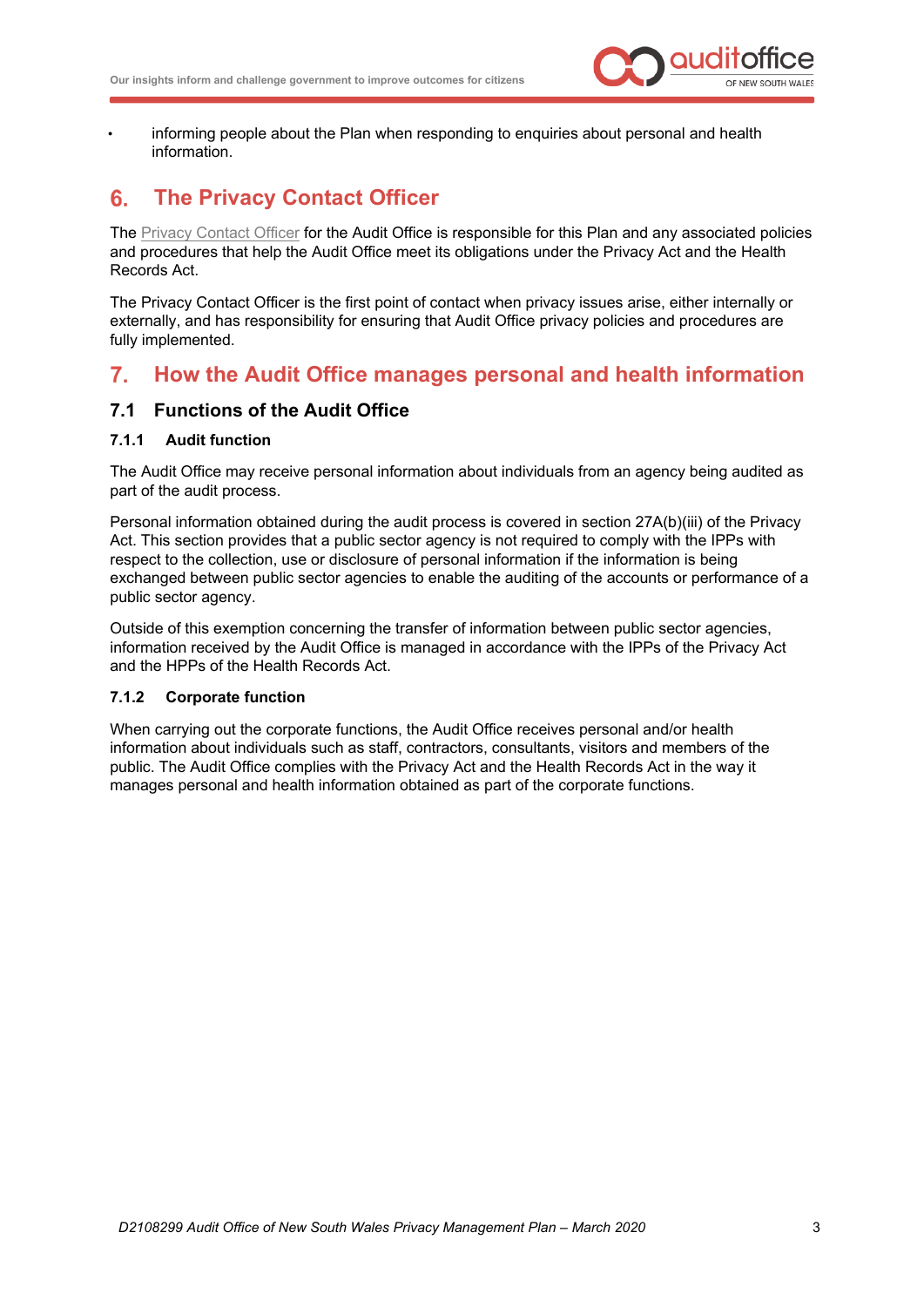- informing people about the Plan when responding to enquiries about personal and health information.

# 6. The Privacy Contact Officer

The Privacy Contact Officer for the Audit Office is responsible for this Plan and any associated policies and procedures that help the Audit Office meet its obligations under the Privacy Act and the Health Records Act.

The Privacy Contact Officer is the first point of contact when privacy issues arise, either internally or externally, and has responsibility for ensuring that Audit Office privacy policies and procedures are fully implemented.

# 7. How the Audit Office manages personal and health information

## 7.1 Functions of the Audit Office

### 7.1.1 Audit function

The Audit Office may receive personal information about individuals from an agency being audited as part of the audit process.

Personal information obtained during the audit process is covered in section 27A(b)(iii) of the Privacy Act. This section provides that a public sector agency is not required to comply with the IPPs with respect to the collection, use or disclosure of personal information if the information is being exchanged between public sector agencies to enable the auditing of the accounts or performance of a public sector agency.

Outside of this exemption concerning the transfer of information between public sector agencies, information received by the Audit Office is managed in accordance with the IPPs of the Privacy Act and the HPPs of the Health Records Act.

### 7.1.2 Corporate function

When carrying out the corporate functions, the Audit Office receives personal and/or health information about individuals such as staff, contractors, consultants, visitors and members of the public. The Audit Office complies with the Privacy Act and the Health Records Act in the way it manages personal and health information obtained as part of the corporate functions.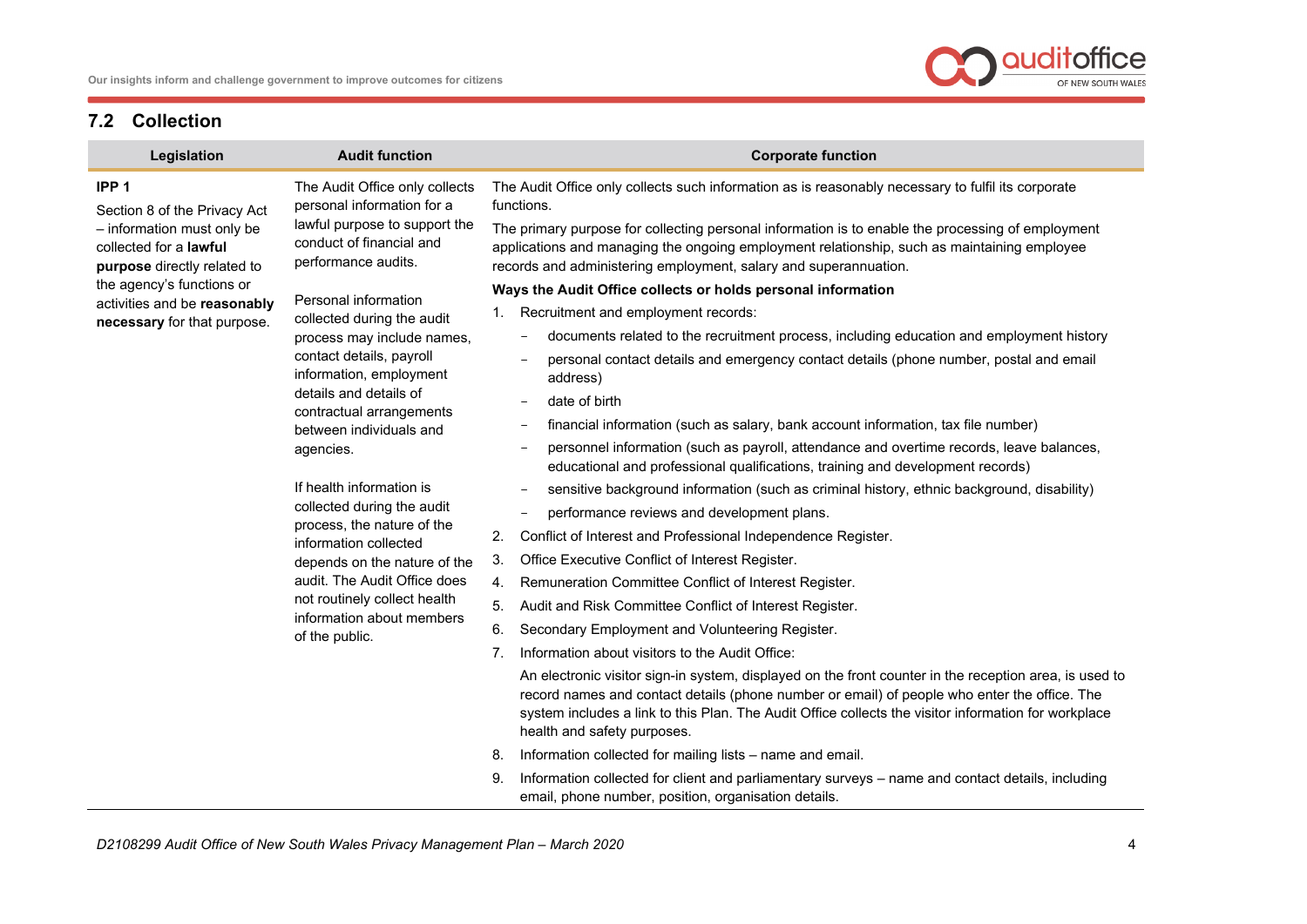## 7.2 Collection

| Legislation | Audit function | Corporate function |
|---|---|---|
| **IPP 1**<br><br>Section 8 of the Privacy Act – information must only be collected for a **lawful purpose** directly related to the agency's functions or activities and be **reasonably necessary** for that purpose. | The Audit Office only collects personal information for a lawful purpose to support the conduct of financial and performance audits.<br><br>Personal information collected during the audit process may include names, contact details, payroll information, employment details and details of contractual arrangements between individuals and agencies.<br><br>If health information is collected during the audit process, the nature of the information collected depends on the nature of the audit. The Audit Office does not routinely collect health information about members of the public. | The Audit Office only collects such information as is reasonably necessary to fulfil its corporate functions.<br><br>The primary purpose for collecting personal information is to enable the processing of employment applications and managing the ongoing employment relationship, such as maintaining employee records and administering employment, salary and superannuation.<br><br>**Ways the Audit Office collects or holds personal information**<br><br>1. Recruitment and employment records:<br>– documents related to the recruitment process, including education and employment history<br>– personal contact details and emergency contact details (phone number, postal and email address)<br>– date of birth<br>– financial information (such as salary, bank account information, tax file number)<br>– personnel information (such as payroll, attendance and overtime records, leave balances, educational and professional qualifications, training and development records)<br>– sensitive background information (such as criminal history, ethnic background, disability)<br>– performance reviews and development plans.<br>2. Conflict of Interest and Professional Independence Register.<br>3. Office Executive Conflict of Interest Register.<br>4. Remuneration Committee Conflict of Interest Register.<br>5. Audit and Risk Committee Conflict of Interest Register.<br>6. Secondary Employment and Volunteering Register.<br>7. Information about visitors to the Audit Office:<br>An electronic visitor sign-in system, displayed on the front counter in the reception area, is used to record names and contact details (phone number or email) of people who enter the office. The system includes a link to this Plan. The Audit Office collects the visitor information for workplace health and safety purposes.<br>8. Information collected for mailing lists – name and email.<br>9. Information collected for client and parliamentary surveys – name and contact details, including email, phone number, position, organisation details. |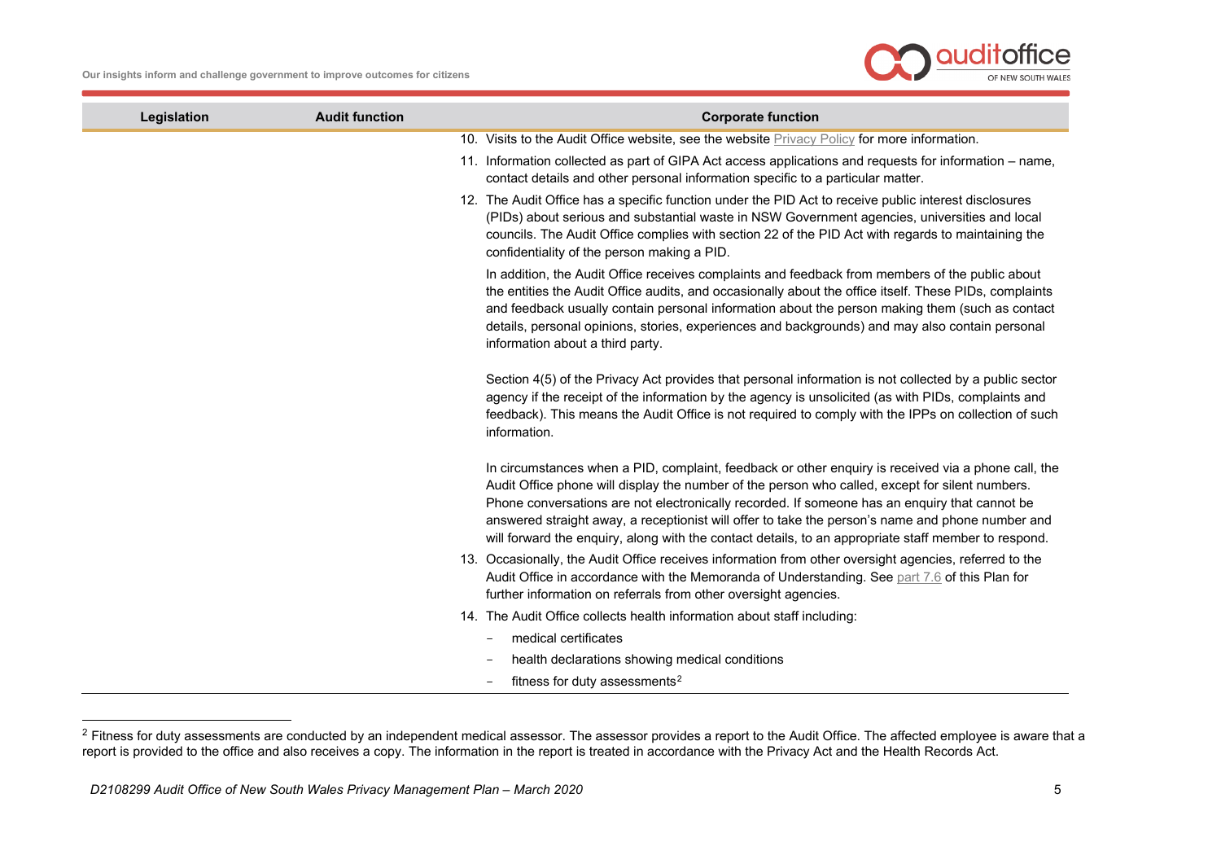| Legislation | Audit function | Corporate function |
|---|---|---|
| | | 10. Visits to the Audit Office website, see the website Privacy Policy for more information.<br><br>11. Information collected as part of GIPA Act access applications and requests for information – name, contact details and other personal information specific to a particular matter.<br><br>12. The Audit Office has a specific function under the PID Act to receive public interest disclosures (PIDs) about serious and substantial waste in NSW Government agencies, universities and local councils. The Audit Office complies with section 22 of the PID Act with regards to maintaining the confidentiality of the person making a PID.<br><br>In addition, the Audit Office receives complaints and feedback from members of the public about the entities the Audit Office audits, and occasionally about the office itself. These PIDs, complaints and feedback usually contain personal information about the person making them (such as contact details, personal opinions, stories, experiences and backgrounds) and may also contain personal information about a third party.<br><br>Section 4(5) of the Privacy Act provides that personal information is not collected by a public sector agency if the receipt of the information by the agency is unsolicited (as with PIDs, complaints and feedback). This means the Audit Office is not required to comply with the IPPs on collection of such information.<br><br>In circumstances when a PID, complaint, feedback or other enquiry is received via a phone call, the Audit Office phone will display the number of the person who called, except for silent numbers. Phone conversations are not electronically recorded. If someone has an enquiry that cannot be answered straight away, a receptionist will offer to take the person's name and phone number and will forward the enquiry, along with the contact details, to an appropriate staff member to respond.<br><br>13. Occasionally, the Audit Office receives information from other oversight agencies, referred to the Audit Office in accordance with the Memoranda of Understanding. See part 7.6 of this Plan for further information on referrals from other oversight agencies.<br><br>14. The Audit Office collects health information about staff including:<br>- medical certificates<br>- health declarations showing medical conditions<br>- fitness for duty assessments[2] |

[2] Fitness for duty assessments are conducted by an independent medical assessor. The assessor provides a report to the Audit Office. The affected employee is aware that a report is provided to the office and also receives a copy. The information in the report is treated in accordance with the Privacy Act and the Health Records Act.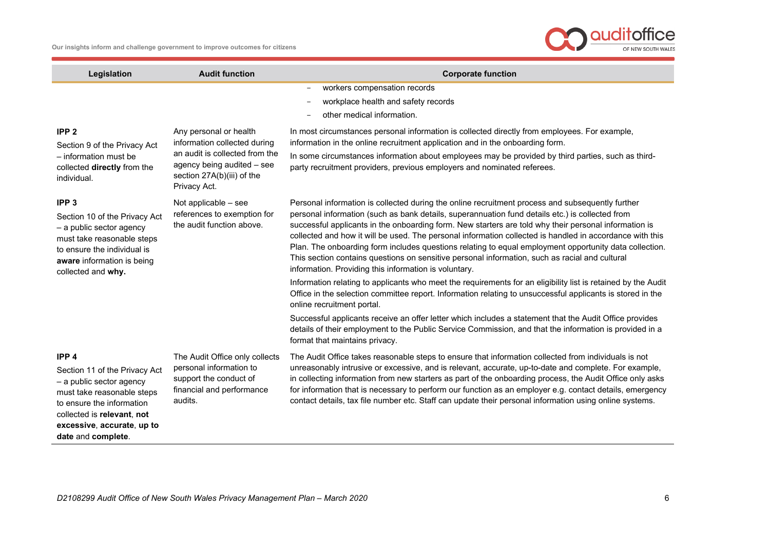| Legislation | Audit function | Corporate function |
|---|---|---|
| | | – workers compensation records<br>– workplace health and safety records<br>– other medical information. |
| **IPP 2**<br>Section 9 of the Privacy Act – information must be collected **directly** from the individual. | Any personal or health information collected during an audit is collected from the agency being audited – see section 27A(b)(iii) of the Privacy Act. | In most circumstances personal information is collected directly from employees. For example, information in the online recruitment application and in the onboarding form.<br>In some circumstances information about employees may be provided by third parties, such as third-party recruitment providers, previous employers and nominated referees. |
| **IPP 3**<br>Section 10 of the Privacy Act – a public sector agency must take reasonable steps to ensure the individual is **aware** information is being collected and **why.** | Not applicable – see references to exemption for the audit function above. | Personal information is collected during the online recruitment process and subsequently further personal information (such as bank details, superannuation fund details etc.) is collected from successful applicants in the onboarding form. New starters are told why their personal information is collected and how it will be used. The personal information collected is handled in accordance with this Plan. The onboarding form includes questions relating to equal employment opportunity data collection. This section contains questions on sensitive personal information, such as racial and cultural information. Providing this information is voluntary.<br>Information relating to applicants who meet the requirements for an eligibility list is retained by the Audit Office in the selection committee report. Information relating to unsuccessful applicants is stored in the online recruitment portal.<br>Successful applicants receive an offer letter which includes a statement that the Audit Office provides details of their employment to the Public Service Commission, and that the information is provided in a format that maintains privacy. |
| **IPP 4**<br>Section 11 of the Privacy Act – a public sector agency must take reasonable steps to ensure the information collected is **relevant**, **not excessive**, **accurate**, **up to date** and **complete**. | The Audit Office only collects personal information to support the conduct of financial and performance audits. | The Audit Office takes reasonable steps to ensure that information collected from individuals is not unreasonably intrusive or excessive, and is relevant, accurate, up-to-date and complete. For example, in collecting information from new starters as part of the onboarding process, the Audit Office only asks for information that is necessary to perform our function as an employer e.g. contact details, emergency contact details, tax file number etc. Staff can update their personal information using online systems. |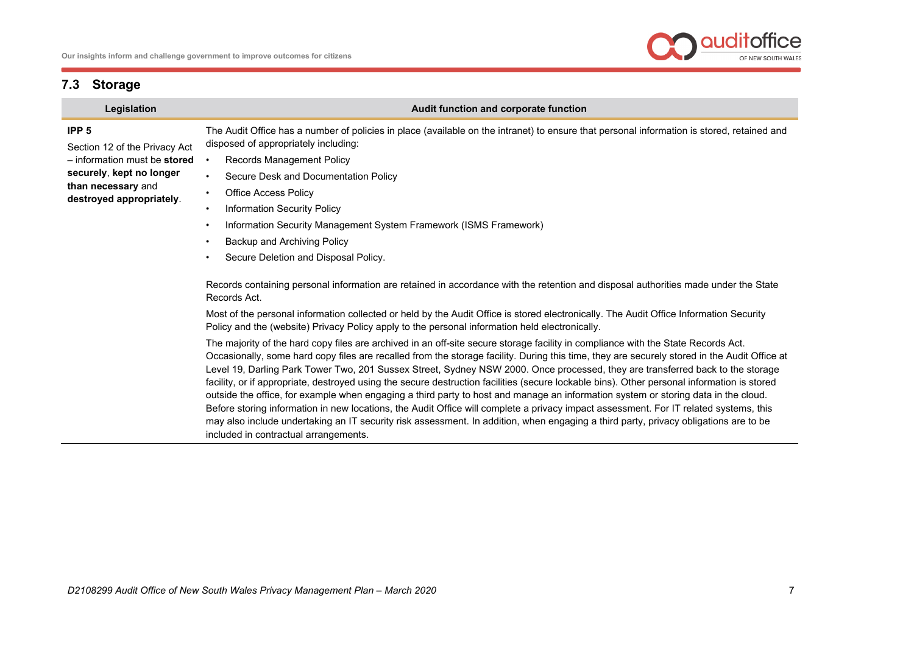## 7.3 Storage

| Legislation | Audit function and corporate function |
|---|---|
| **IPP 5**<br>Section 12 of the Privacy Act – information must be **stored securely**, **kept no longer than necessary** and **destroyed appropriately**. | The Audit Office has a number of policies in place (available on the intranet) to ensure that personal information is stored, retained and disposed of appropriately including:<br>• Records Management Policy<br>• Secure Desk and Documentation Policy<br>• Office Access Policy<br>• Information Security Policy<br>• Information Security Management System Framework (ISMS Framework)<br>• Backup and Archiving Policy<br>• Secure Deletion and Disposal Policy.<br><br>Records containing personal information are retained in accordance with the retention and disposal authorities made under the State Records Act.<br><br>Most of the personal information collected or held by the Audit Office is stored electronically. The Audit Office Information Security Policy and the (website) Privacy Policy apply to the personal information held electronically.<br><br>The majority of the hard copy files are archived in an off-site secure storage facility in compliance with the State Records Act. Occasionally, some hard copy files are recalled from the storage facility. During this time, they are securely stored in the Audit Office at Level 19, Darling Park Tower Two, 201 Sussex Street, Sydney NSW 2000. Once processed, they are transferred back to the storage facility, or if appropriate, destroyed using the secure destruction facilities (secure lockable bins). Other personal information is stored outside the office, for example when engaging a third party to host and manage an information system or storing data in the cloud. Before storing information in new locations, the Audit Office will complete a privacy impact assessment. For IT related systems, this may also include undertaking an IT security risk assessment. In addition, when engaging a third party, privacy obligations are to be included in contractual arrangements. |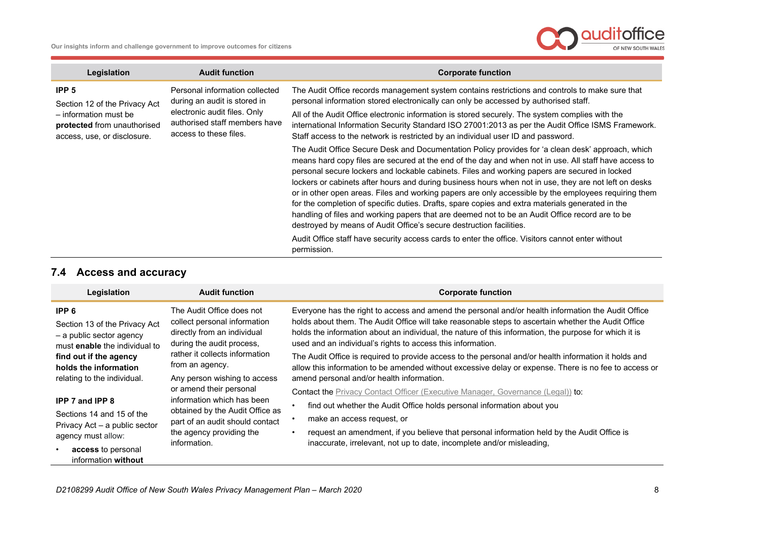| Legislation | Audit function | Corporate function |
|---|---|---|
| **IPP 5**<br>Section 12 of the Privacy Act – information must be **protected** from unauthorised access, use, or disclosure. | Personal information collected during an audit is stored in electronic audit files. Only authorised staff members have access to these files. | The Audit Office records management system contains restrictions and controls to make sure that personal information stored electronically can only be accessed by authorised staff.<br>All of the Audit Office electronic information is stored securely. The system complies with the international Information Security Standard ISO 27001:2013 as per the Audit Office ISMS Framework. Staff access to the network is restricted by an individual user ID and password.<br>The Audit Office Secure Desk and Documentation Policy provides for 'a clean desk' approach, which means hard copy files are secured at the end of the day and when not in use. All staff have access to personal secure lockers and lockable cabinets. Files and working papers are secured in locked lockers or cabinets after hours and during business hours when not in use, they are not left on desks or in other open areas. Files and working papers are only accessible by the employees requiring them for the completion of specific duties. Drafts, spare copies and extra materials generated in the handling of files and working papers that are deemed not to be an Audit Office record are to be destroyed by means of Audit Office's secure destruction facilities.<br>Audit Office staff have security access cards to enter the office. Visitors cannot enter without permission. |

## 7.4 Access and accuracy

| Legislation | Audit function | Corporate function |
|---|---|---|
| **IPP 6**<br>Section 13 of the Privacy Act – a public sector agency must **enable** the individual to **find out if the agency holds the information** relating to the individual.<br><br>**IPP 7 and IPP 8**<br>Sections 14 and 15 of the Privacy Act – a public sector agency must allow:<br>• **access** to personal information **without** | The Audit Office does not collect personal information directly from an individual during the audit process, rather it collects information from an agency.<br>Any person wishing to access or amend their personal information which has been obtained by the Audit Office as part of an audit should contact the agency providing the information. | Everyone has the right to access and amend the personal and/or health information the Audit Office holds about them. The Audit Office will take reasonable steps to ascertain whether the Audit Office holds the information about an individual, the nature of this information, the purpose for which it is used and an individual's rights to access this information.<br>The Audit Office is required to provide access to the personal and/or health information it holds and allow this information to be amended without excessive delay or expense. There is no fee to access or amend personal and/or health information.<br>Contact the Privacy Contact Officer (Executive Manager, Governance (Legal)) to:<br>• find out whether the Audit Office holds personal information about you<br>• make an access request, or<br>• request an amendment, if you believe that personal information held by the Audit Office is inaccurate, irrelevant, not up to date, incomplete and/or misleading, |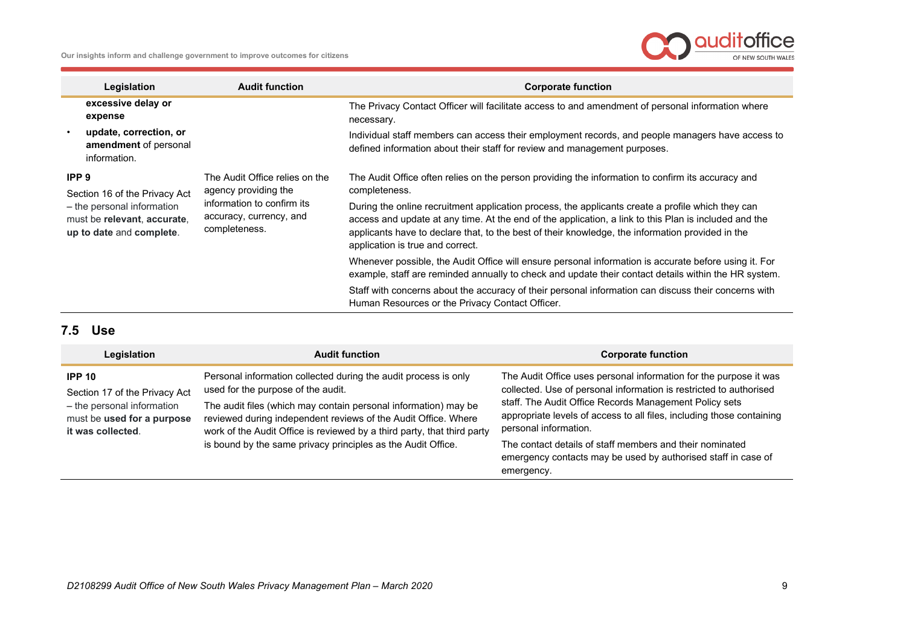| Legislation | Audit function | Corporate function |
|---|---|---|
| **excessive delay or expense**<br>• **update, correction, or amendment** of personal information. | | The Privacy Contact Officer will facilitate access to and amendment of personal information where necessary.<br>Individual staff members can access their employment records, and people managers have access to defined information about their staff for review and management purposes. |
| **IPP 9**<br>Section 16 of the Privacy Act – the personal information must be **relevant**, **accurate**, **up to date** and **complete**. | The Audit Office relies on the agency providing the information to confirm its accuracy, currency, and completeness. | The Audit Office often relies on the person providing the information to confirm its accuracy and completeness.<br>During the online recruitment application process, the applicants create a profile which they can access and update at any time. At the end of the application, a link to this Plan is included and the applicants have to declare that, to the best of their knowledge, the information provided in the application is true and correct.<br>Whenever possible, the Audit Office will ensure personal information is accurate before using it. For example, staff are reminded annually to check and update their contact details within the HR system.<br>Staff with concerns about the accuracy of their personal information can discuss their concerns with Human Resources or the Privacy Contact Officer. |

## 7.5 Use

| Legislation | Audit function | Corporate function |
|---|---|---|
| **IPP 10**<br>Section 17 of the Privacy Act – the personal information must be **used for a purpose it was collected**. | Personal information collected during the audit process is only used for the purpose of the audit.<br>The audit files (which may contain personal information) may be reviewed during independent reviews of the Audit Office. Where work of the Audit Office is reviewed by a third party, that third party is bound by the same privacy principles as the Audit Office. | The Audit Office uses personal information for the purpose it was collected. Use of personal information is restricted to authorised staff. The Audit Office Records Management Policy sets appropriate levels of access to all files, including those containing personal information.<br>The contact details of staff members and their nominated emergency contacts may be used by authorised staff in case of emergency. |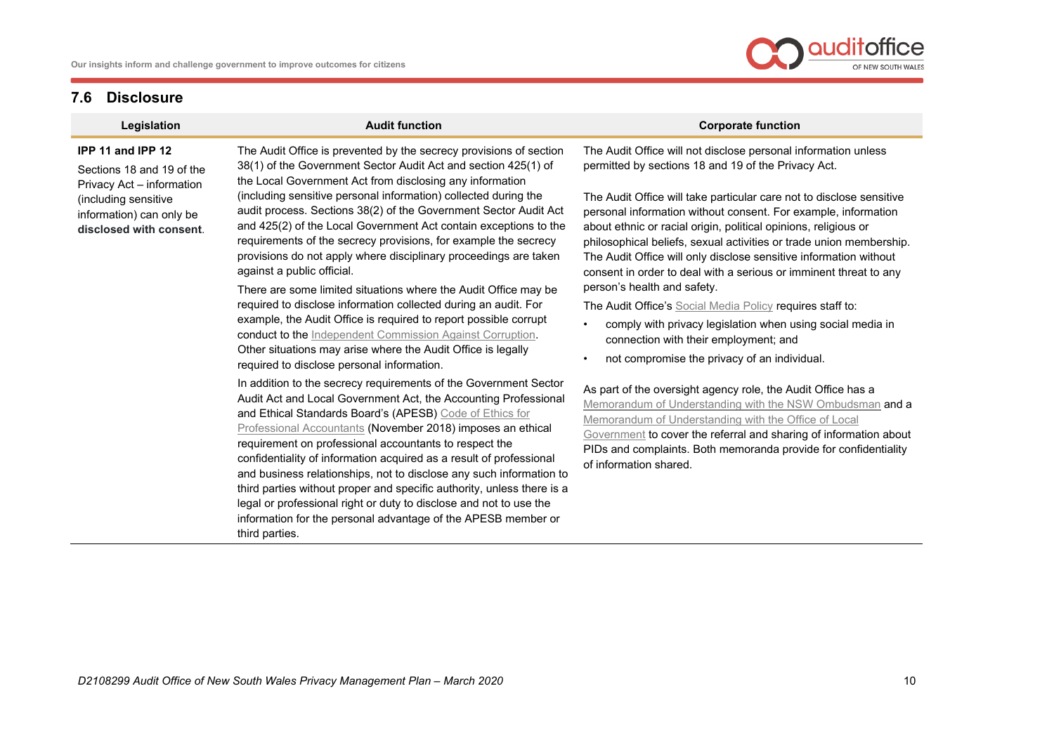## 7.6 Disclosure

| Legislation | Audit function | Corporate function |
|---|---|---|
| **IPP 11 and IPP 12**<br><br>Sections 18 and 19 of the Privacy Act – information (including sensitive information) can only be **disclosed with consent**. | The Audit Office is prevented by the secrecy provisions of section 38(1) of the Government Sector Audit Act and section 425(1) of the Local Government Act from disclosing any information (including sensitive personal information) collected during the audit process. Sections 38(2) of the Government Sector Audit Act and 425(2) of the Local Government Act contain exceptions to the requirements of the secrecy provisions, for example the secrecy provisions do not apply where disciplinary proceedings are taken against a public official.<br><br>There are some limited situations where the Audit Office may be required to disclose information collected during an audit. For example, the Audit Office is required to report possible corrupt conduct to the Independent Commission Against Corruption. Other situations may arise where the Audit Office is legally required to disclose personal information.<br><br>In addition to the secrecy requirements of the Government Sector Audit Act and Local Government Act, the Accounting Professional and Ethical Standards Board's (APESB) Code of Ethics for Professional Accountants (November 2018) imposes an ethical requirement on professional accountants to respect the confidentiality of information acquired as a result of professional and business relationships, not to disclose any such information to third parties without proper and specific authority, unless there is a legal or professional right or duty to disclose and not to use the information for the personal advantage of the APESB member or third parties. | The Audit Office will not disclose personal information unless permitted by sections 18 and 19 of the Privacy Act.<br><br>The Audit Office will take particular care not to disclose sensitive personal information without consent. For example, information about ethnic or racial origin, political opinions, religious or philosophical beliefs, sexual activities or trade union membership. The Audit Office will only disclose sensitive information without consent in order to deal with a serious or imminent threat to any person's health and safety.<br><br>The Audit Office's Social Media Policy requires staff to:<br>• comply with privacy legislation when using social media in connection with their employment; and<br>• not compromise the privacy of an individual.<br><br>As part of the oversight agency role, the Audit Office has a Memorandum of Understanding with the NSW Ombudsman and a Memorandum of Understanding with the Office of Local Government to cover the referral and sharing of information about PIDs and complaints. Both memoranda provide for confidentiality of information shared. |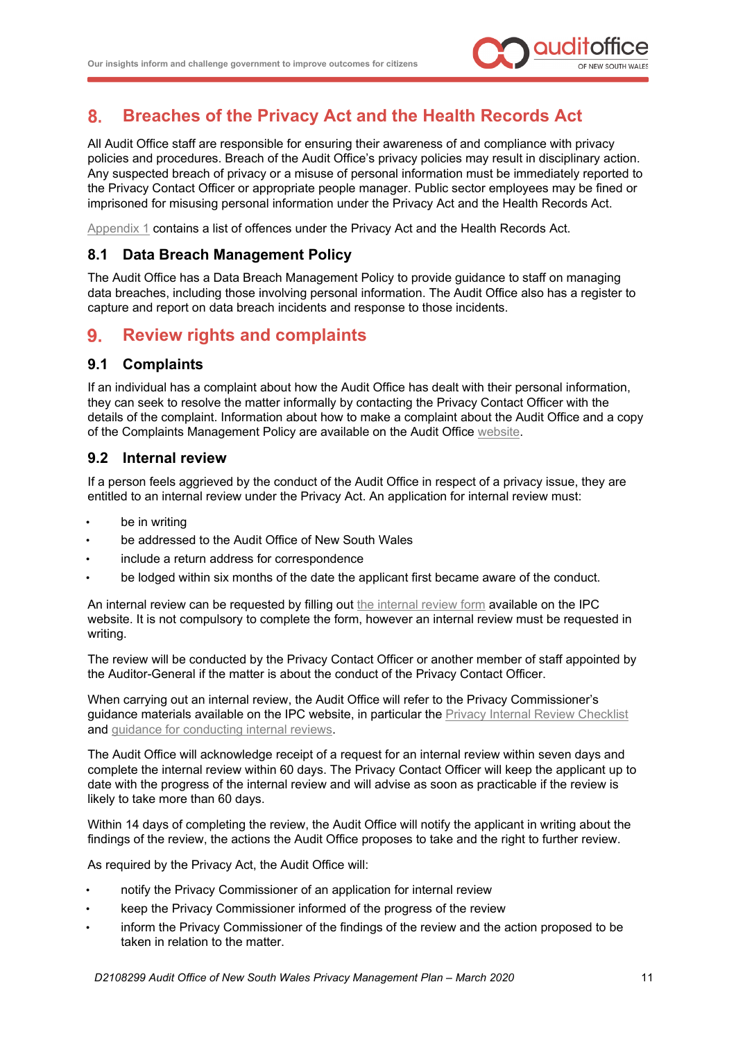## 8. Breaches of the Privacy Act and the Health Records Act

All Audit Office staff are responsible for ensuring their awareness of and compliance with privacy policies and procedures. Breach of the Audit Office's privacy policies may result in disciplinary action. Any suspected breach of privacy or a misuse of personal information must be immediately reported to the Privacy Contact Officer or appropriate people manager. Public sector employees may be fined or imprisoned for misusing personal information under the Privacy Act and the Health Records Act.

Appendix 1 contains a list of offences under the Privacy Act and the Health Records Act.

### 8.1 Data Breach Management Policy

The Audit Office has a Data Breach Management Policy to provide guidance to staff on managing data breaches, including those involving personal information. The Audit Office also has a register to capture and report on data breach incidents and response to those incidents.

## 9. Review rights and complaints

### 9.1 Complaints

If an individual has a complaint about how the Audit Office has dealt with their personal information, they can seek to resolve the matter informally by contacting the Privacy Contact Officer with the details of the complaint. Information about how to make a complaint about the Audit Office and a copy of the Complaints Management Policy are available on the Audit Office website.

### 9.2 Internal review

If a person feels aggrieved by the conduct of the Audit Office in respect of a privacy issue, they are entitled to an internal review under the Privacy Act. An application for internal review must:

- be in writing
- be addressed to the Audit Office of New South Wales
- include a return address for correspondence
- be lodged within six months of the date the applicant first became aware of the conduct.

An internal review can be requested by filling out the internal review form available on the IPC website. It is not compulsory to complete the form, however an internal review must be requested in writing.

The review will be conducted by the Privacy Contact Officer or another member of staff appointed by the Auditor-General if the matter is about the conduct of the Privacy Contact Officer.

When carrying out an internal review, the Audit Office will refer to the Privacy Commissioner's guidance materials available on the IPC website, in particular the Privacy Internal Review Checklist and guidance for conducting internal reviews.

The Audit Office will acknowledge receipt of a request for an internal review within seven days and complete the internal review within 60 days. The Privacy Contact Officer will keep the applicant up to date with the progress of the internal review and will advise as soon as practicable if the review is likely to take more than 60 days.

Within 14 days of completing the review, the Audit Office will notify the applicant in writing about the findings of the review, the actions the Audit Office proposes to take and the right to further review.

As required by the Privacy Act, the Audit Office will:

- notify the Privacy Commissioner of an application for internal review
- keep the Privacy Commissioner informed of the progress of the review
- inform the Privacy Commissioner of the findings of the review and the action proposed to be taken in relation to the matter.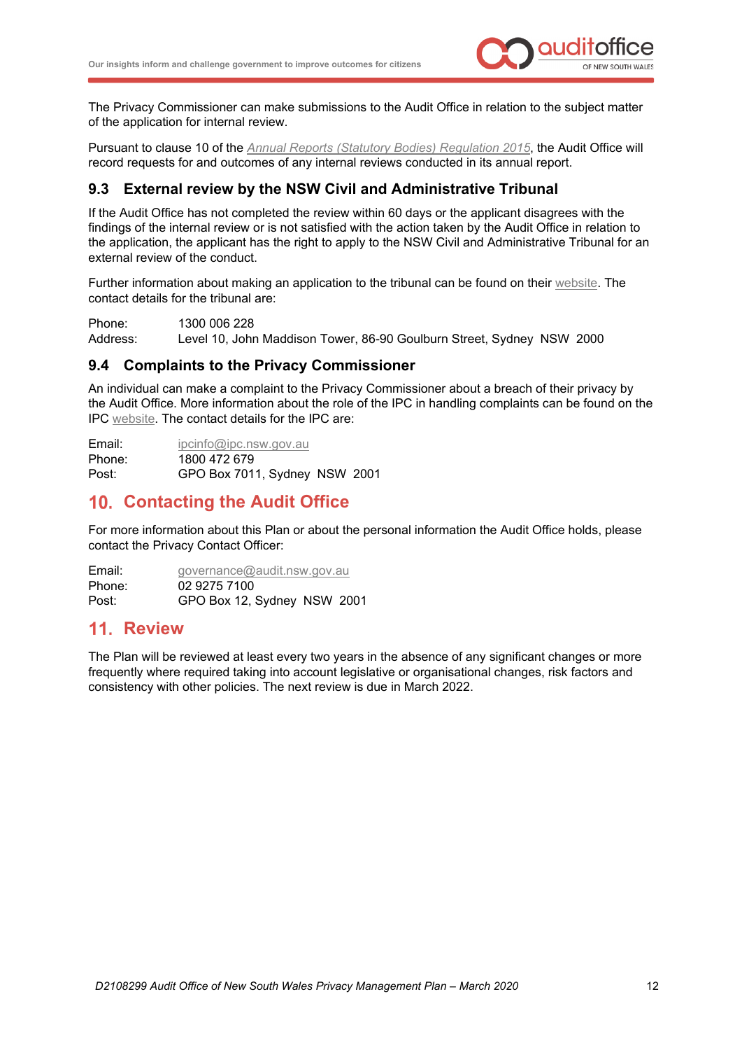The Privacy Commissioner can make submissions to the Audit Office in relation to the subject matter of the application for internal review.

Pursuant to clause 10 of the *Annual Reports (Statutory Bodies) Regulation 2015*, the Audit Office will record requests for and outcomes of any internal reviews conducted in its annual report.

### 9.3 External review by the NSW Civil and Administrative Tribunal

If the Audit Office has not completed the review within 60 days or the applicant disagrees with the findings of the internal review or is not satisfied with the action taken by the Audit Office in relation to the application, the applicant has the right to apply to the NSW Civil and Administrative Tribunal for an external review of the conduct.

Further information about making an application to the tribunal can be found on their website. The contact details for the tribunal are:

Phone: 1300 006 228
Address: Level 10, John Maddison Tower, 86-90 Goulburn Street, Sydney NSW 2000

### 9.4 Complaints to the Privacy Commissioner

An individual can make a complaint to the Privacy Commissioner about a breach of their privacy by the Audit Office. More information about the role of the IPC in handling complaints can be found on the IPC website. The contact details for the IPC are:

Email: ipcinfo@ipc.nsw.gov.au
Phone: 1800 472 679
Post: GPO Box 7011, Sydney NSW 2001

## 10. Contacting the Audit Office

For more information about this Plan or about the personal information the Audit Office holds, please contact the Privacy Contact Officer:

Email: governance@audit.nsw.gov.au
Phone: 02 9275 7100
Post: GPO Box 12, Sydney NSW 2001

## 11. Review

The Plan will be reviewed at least every two years in the absence of any significant changes or more frequently where required taking into account legislative or organisational changes, risk factors and consistency with other policies. The next review is due in March 2022.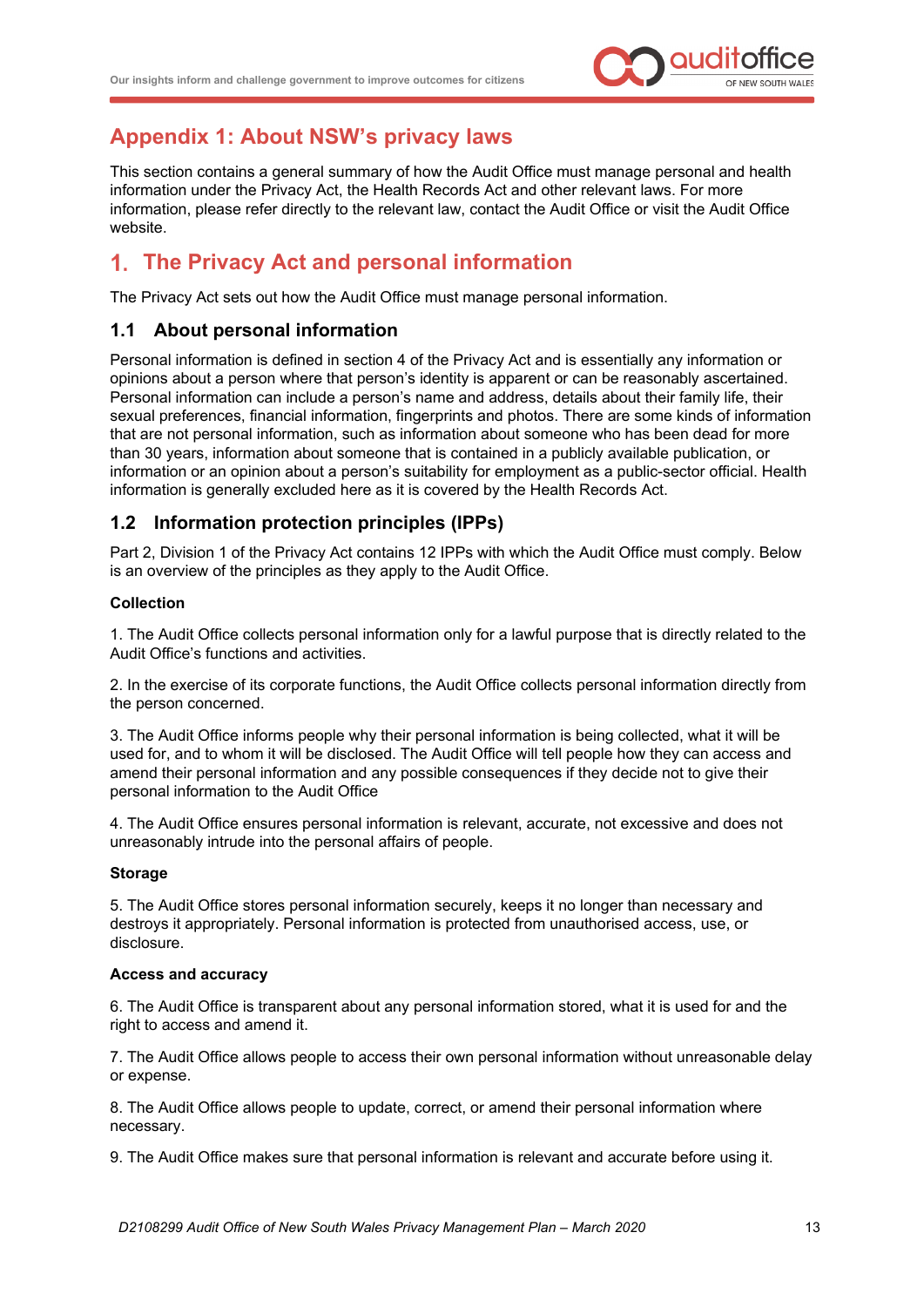# Appendix 1: About NSW's privacy laws

This section contains a general summary of how the Audit Office must manage personal and health information under the Privacy Act, the Health Records Act and other relevant laws. For more information, please refer directly to the relevant law, contact the Audit Office or visit the Audit Office website.

## 1. The Privacy Act and personal information

The Privacy Act sets out how the Audit Office must manage personal information.

### 1.1 About personal information

Personal information is defined in section 4 of the Privacy Act and is essentially any information or opinions about a person where that person's identity is apparent or can be reasonably ascertained. Personal information can include a person's name and address, details about their family life, their sexual preferences, financial information, fingerprints and photos. There are some kinds of information that are not personal information, such as information about someone who has been dead for more than 30 years, information about someone that is contained in a publicly available publication, or information or an opinion about a person's suitability for employment as a public-sector official. Health information is generally excluded here as it is covered by the Health Records Act.

### 1.2 Information protection principles (IPPs)

Part 2, Division 1 of the Privacy Act contains 12 IPPs with which the Audit Office must comply. Below is an overview of the principles as they apply to the Audit Office.

**Collection**

1. The Audit Office collects personal information only for a lawful purpose that is directly related to the Audit Office's functions and activities.

2. In the exercise of its corporate functions, the Audit Office collects personal information directly from the person concerned.

3. The Audit Office informs people why their personal information is being collected, what it will be used for, and to whom it will be disclosed. The Audit Office will tell people how they can access and amend their personal information and any possible consequences if they decide not to give their personal information to the Audit Office

4. The Audit Office ensures personal information is relevant, accurate, not excessive and does not unreasonably intrude into the personal affairs of people.

**Storage**

5. The Audit Office stores personal information securely, keeps it no longer than necessary and destroys it appropriately. Personal information is protected from unauthorised access, use, or disclosure.

**Access and accuracy**

6. The Audit Office is transparent about any personal information stored, what it is used for and the right to access and amend it.

7. The Audit Office allows people to access their own personal information without unreasonable delay or expense.

8. The Audit Office allows people to update, correct, or amend their personal information where necessary.

9. The Audit Office makes sure that personal information is relevant and accurate before using it.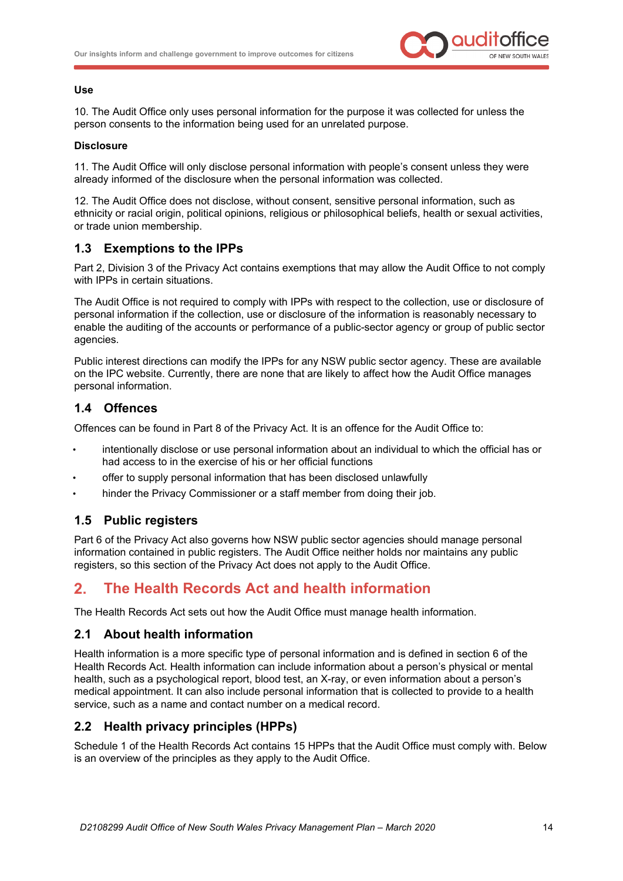**Use**

10. The Audit Office only uses personal information for the purpose it was collected for unless the person consents to the information being used for an unrelated purpose.

**Disclosure**

11. The Audit Office will only disclose personal information with people's consent unless they were already informed of the disclosure when the personal information was collected.

12. The Audit Office does not disclose, without consent, sensitive personal information, such as ethnicity or racial origin, political opinions, religious or philosophical beliefs, health or sexual activities, or trade union membership.

### 1.3 Exemptions to the IPPs

Part 2, Division 3 of the Privacy Act contains exemptions that may allow the Audit Office to not comply with IPPs in certain situations.

The Audit Office is not required to comply with IPPs with respect to the collection, use or disclosure of personal information if the collection, use or disclosure of the information is reasonably necessary to enable the auditing of the accounts or performance of a public-sector agency or group of public sector agencies.

Public interest directions can modify the IPPs for any NSW public sector agency. These are available on the IPC website. Currently, there are none that are likely to affect how the Audit Office manages personal information.

### 1.4 Offences

Offences can be found in Part 8 of the Privacy Act. It is an offence for the Audit Office to:

- intentionally disclose or use personal information about an individual to which the official has or had access to in the exercise of his or her official functions
- offer to supply personal information that has been disclosed unlawfully
- hinder the Privacy Commissioner or a staff member from doing their job.

### 1.5 Public registers

Part 6 of the Privacy Act also governs how NSW public sector agencies should manage personal information contained in public registers. The Audit Office neither holds nor maintains any public registers, so this section of the Privacy Act does not apply to the Audit Office.

## 2. The Health Records Act and health information

The Health Records Act sets out how the Audit Office must manage health information.

### 2.1 About health information

Health information is a more specific type of personal information and is defined in section 6 of the Health Records Act. Health information can include information about a person's physical or mental health, such as a psychological report, blood test, an X-ray, or even information about a person's medical appointment. It can also include personal information that is collected to provide to a health service, such as a name and contact number on a medical record.

### 2.2 Health privacy principles (HPPs)

Schedule 1 of the Health Records Act contains 15 HPPs that the Audit Office must comply with. Below is an overview of the principles as they apply to the Audit Office.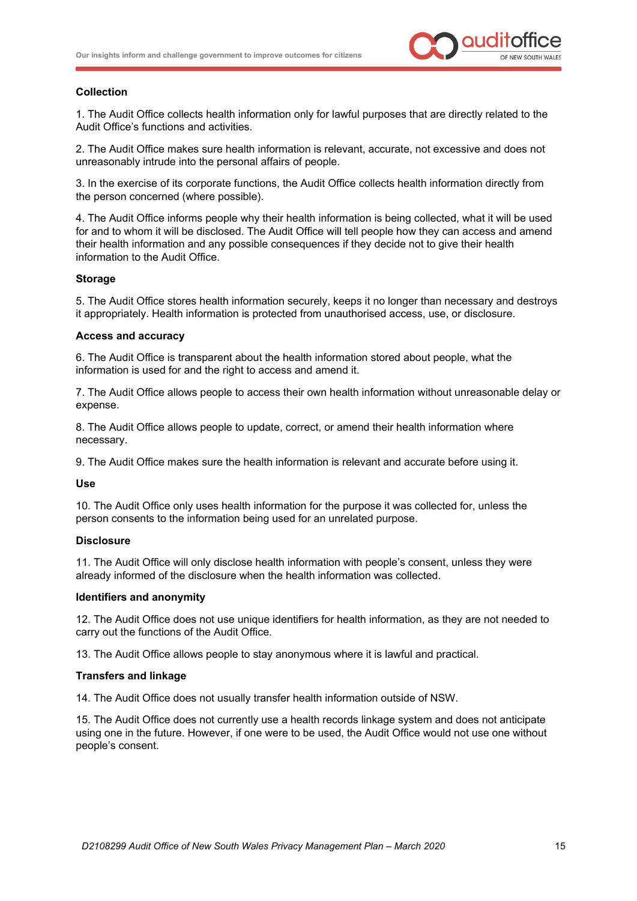**Collection**

1. The Audit Office collects health information only for lawful purposes that are directly related to the Audit Office's functions and activities.

2. The Audit Office makes sure health information is relevant, accurate, not excessive and does not unreasonably intrude into the personal affairs of people.

3. In the exercise of its corporate functions, the Audit Office collects health information directly from the person concerned (where possible).

4. The Audit Office informs people why their health information is being collected, what it will be used for and to whom it will be disclosed. The Audit Office will tell people how they can access and amend their health information and any possible consequences if they decide not to give their health information to the Audit Office.

**Storage**

5. The Audit Office stores health information securely, keeps it no longer than necessary and destroys it appropriately. Health information is protected from unauthorised access, use, or disclosure.

**Access and accuracy**

6. The Audit Office is transparent about the health information stored about people, what the information is used for and the right to access and amend it.

7. The Audit Office allows people to access their own health information without unreasonable delay or expense.

8. The Audit Office allows people to update, correct, or amend their health information where necessary.

9. The Audit Office makes sure the health information is relevant and accurate before using it.

**Use**

10. The Audit Office only uses health information for the purpose it was collected for, unless the person consents to the information being used for an unrelated purpose.

**Disclosure**

11. The Audit Office will only disclose health information with people's consent, unless they were already informed of the disclosure when the health information was collected.

**Identifiers and anonymity**

12. The Audit Office does not use unique identifiers for health information, as they are not needed to carry out the functions of the Audit Office.

13. The Audit Office allows people to stay anonymous where it is lawful and practical.

**Transfers and linkage**

14. The Audit Office does not usually transfer health information outside of NSW.

15. The Audit Office does not currently use a health records linkage system and does not anticipate using one in the future. However, if one were to be used, the Audit Office would not use one without people's consent.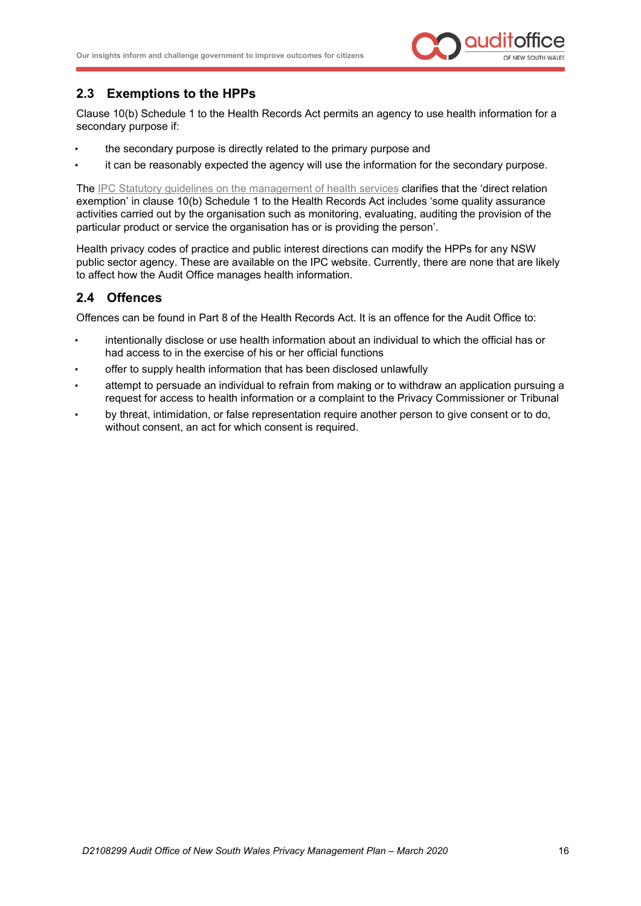## 2.3 Exemptions to the HPPs

Clause 10(b) Schedule 1 to the Health Records Act permits an agency to use health information for a secondary purpose if:

- the secondary purpose is directly related to the primary purpose and
- it can be reasonably expected the agency will use the information for the secondary purpose.

The IPC Statutory guidelines on the management of health services clarifies that the 'direct relation exemption' in clause 10(b) Schedule 1 to the Health Records Act includes 'some quality assurance activities carried out by the organisation such as monitoring, evaluating, auditing the provision of the particular product or service the organisation has or is providing the person'.

Health privacy codes of practice and public interest directions can modify the HPPs for any NSW public sector agency. These are available on the IPC website. Currently, there are none that are likely to affect how the Audit Office manages health information.

## 2.4 Offences

Offences can be found in Part 8 of the Health Records Act. It is an offence for the Audit Office to:

- intentionally disclose or use health information about an individual to which the official has or had access to in the exercise of his or her official functions
- offer to supply health information that has been disclosed unlawfully
- attempt to persuade an individual to refrain from making or to withdraw an application pursuing a request for access to health information or a complaint to the Privacy Commissioner or Tribunal
- by threat, intimidation, or false representation require another person to give consent or to do, without consent, an act for which consent is required.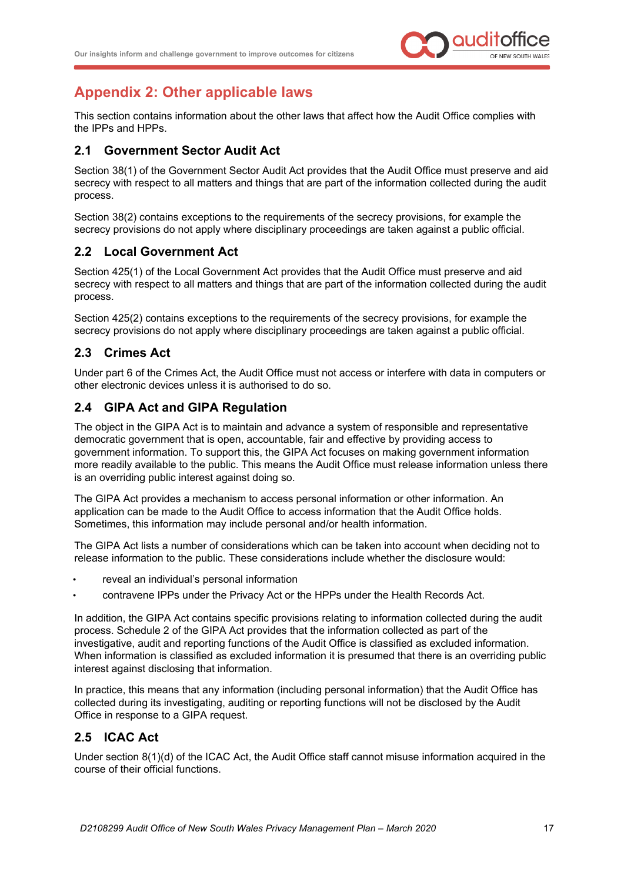# Appendix 2: Other applicable laws

This section contains information about the other laws that affect how the Audit Office complies with the IPPs and HPPs.

## 2.1 Government Sector Audit Act

Section 38(1) of the Government Sector Audit Act provides that the Audit Office must preserve and aid secrecy with respect to all matters and things that are part of the information collected during the audit process.

Section 38(2) contains exceptions to the requirements of the secrecy provisions, for example the secrecy provisions do not apply where disciplinary proceedings are taken against a public official.

## 2.2 Local Government Act

Section 425(1) of the Local Government Act provides that the Audit Office must preserve and aid secrecy with respect to all matters and things that are part of the information collected during the audit process.

Section 425(2) contains exceptions to the requirements of the secrecy provisions, for example the secrecy provisions do not apply where disciplinary proceedings are taken against a public official.

## 2.3 Crimes Act

Under part 6 of the Crimes Act, the Audit Office must not access or interfere with data in computers or other electronic devices unless it is authorised to do so.

## 2.4 GIPA Act and GIPA Regulation

The object in the GIPA Act is to maintain and advance a system of responsible and representative democratic government that is open, accountable, fair and effective by providing access to government information. To support this, the GIPA Act focuses on making government information more readily available to the public. This means the Audit Office must release information unless there is an overriding public interest against doing so.

The GIPA Act provides a mechanism to access personal information or other information. An application can be made to the Audit Office to access information that the Audit Office holds. Sometimes, this information may include personal and/or health information.

The GIPA Act lists a number of considerations which can be taken into account when deciding not to release information to the public. These considerations include whether the disclosure would:

- reveal an individual's personal information
- contravene IPPs under the Privacy Act or the HPPs under the Health Records Act.

In addition, the GIPA Act contains specific provisions relating to information collected during the audit process. Schedule 2 of the GIPA Act provides that the information collected as part of the investigative, audit and reporting functions of the Audit Office is classified as excluded information. When information is classified as excluded information it is presumed that there is an overriding public interest against disclosing that information.

In practice, this means that any information (including personal information) that the Audit Office has collected during its investigating, auditing or reporting functions will not be disclosed by the Audit Office in response to a GIPA request.

## 2.5 ICAC Act

Under section 8(1)(d) of the ICAC Act, the Audit Office staff cannot misuse information acquired in the course of their official functions.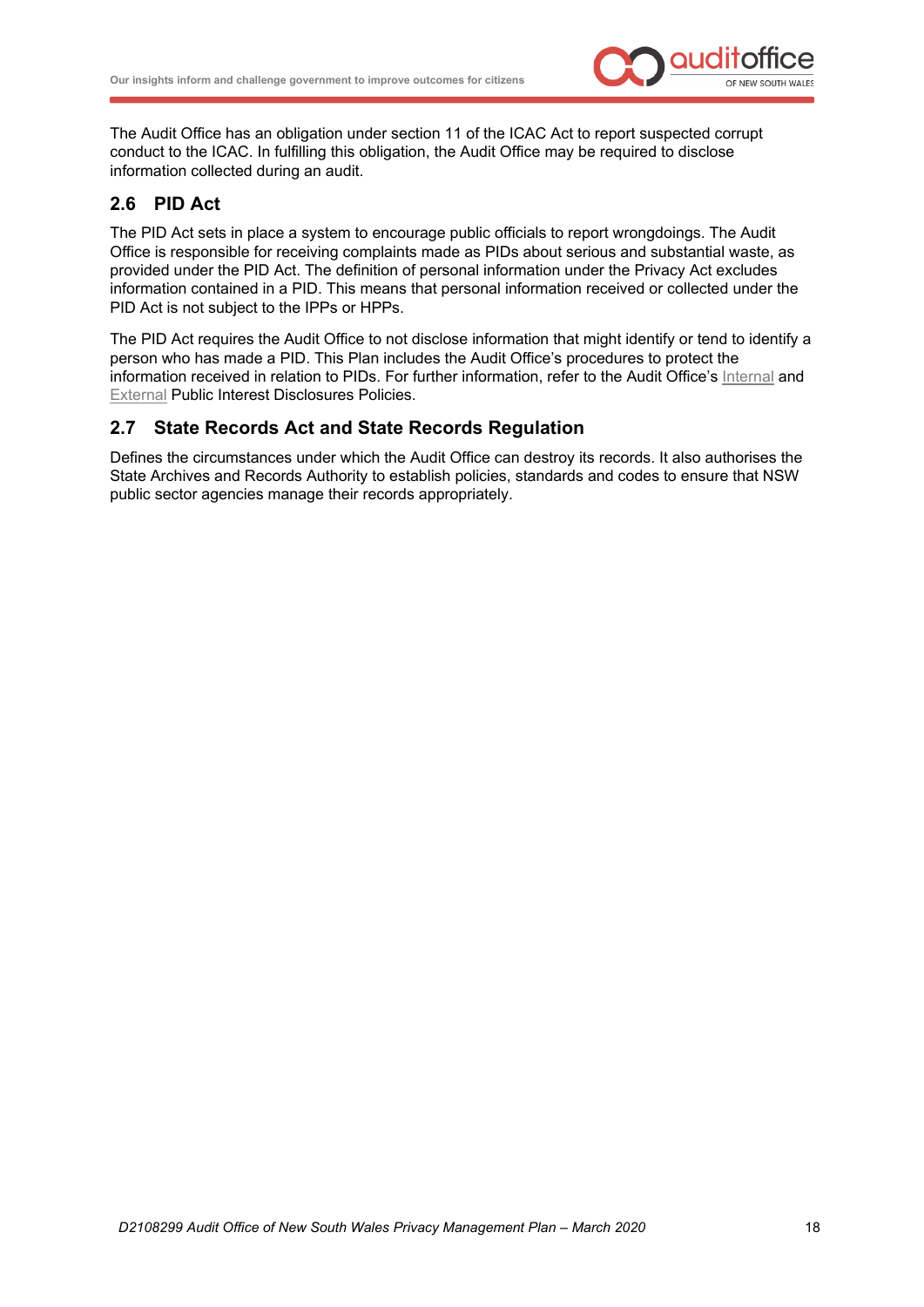The Audit Office has an obligation under section 11 of the ICAC Act to report suspected corrupt conduct to the ICAC. In fulfilling this obligation, the Audit Office may be required to disclose information collected during an audit.

## 2.6 PID Act

The PID Act sets in place a system to encourage public officials to report wrongdoings. The Audit Office is responsible for receiving complaints made as PIDs about serious and substantial waste, as provided under the PID Act. The definition of personal information under the Privacy Act excludes information contained in a PID. This means that personal information received or collected under the PID Act is not subject to the IPPs or HPPs.

The PID Act requires the Audit Office to not disclose information that might identify or tend to identify a person who has made a PID. This Plan includes the Audit Office's procedures to protect the information received in relation to PIDs. For further information, refer to the Audit Office's Internal and External Public Interest Disclosures Policies.

## 2.7 State Records Act and State Records Regulation

Defines the circumstances under which the Audit Office can destroy its records. It also authorises the State Archives and Records Authority to establish policies, standards and codes to ensure that NSW public sector agencies manage their records appropriately.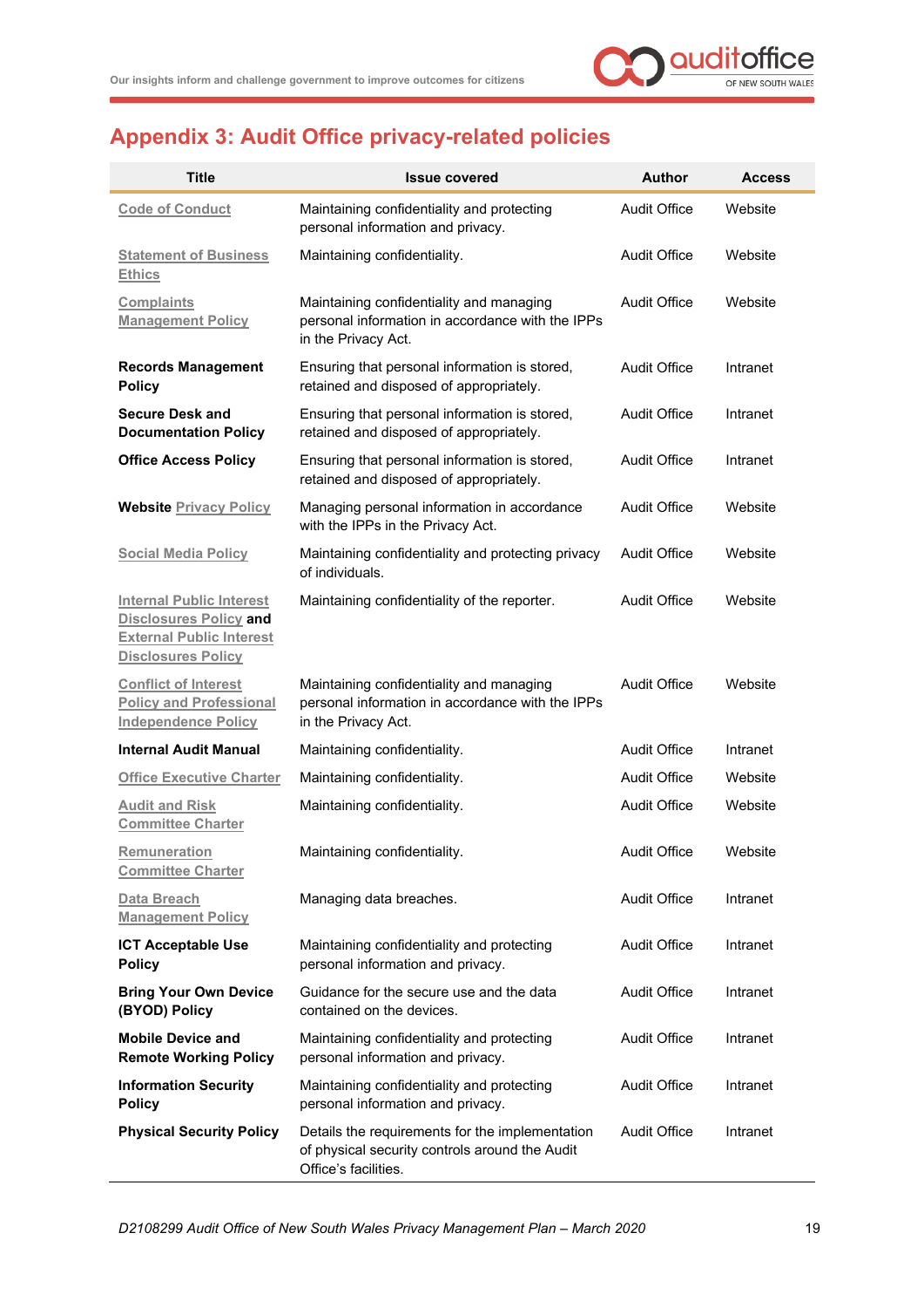## Appendix 3: Audit Office privacy-related policies

| Title | Issue covered | Author | Access |
|---|---|---|---|
| Code of Conduct | Maintaining confidentiality and protecting personal information and privacy. | Audit Office | Website |
| Statement of Business Ethics | Maintaining confidentiality. | Audit Office | Website |
| Complaints Management Policy | Maintaining confidentiality and managing personal information in accordance with the IPPs in the Privacy Act. | Audit Office | Website |
| **Records Management Policy** | Ensuring that personal information is stored, retained and disposed of appropriately. | Audit Office | Intranet |
| **Secure Desk and Documentation Policy** | Ensuring that personal information is stored, retained and disposed of appropriately. | Audit Office | Intranet |
| **Office Access Policy** | Ensuring that personal information is stored, retained and disposed of appropriately. | Audit Office | Intranet |
| **Website** Privacy Policy | Managing personal information in accordance with the IPPs in the Privacy Act. | Audit Office | Website |
| Social Media Policy | Maintaining confidentiality and protecting privacy of individuals. | Audit Office | Website |
| Internal Public Interest Disclosures Policy **and** External Public Interest Disclosures Policy | Maintaining confidentiality of the reporter. | Audit Office | Website |
| Conflict of Interest Policy and Professional Independence Policy | Maintaining confidentiality and managing personal information in accordance with the IPPs in the Privacy Act. | Audit Office | Website |
| **Internal Audit Manual** | Maintaining confidentiality. | Audit Office | Intranet |
| Office Executive Charter | Maintaining confidentiality. | Audit Office | Website |
| Audit and Risk Committee Charter | Maintaining confidentiality. | Audit Office | Website |
| Remuneration Committee Charter | Maintaining confidentiality. | Audit Office | Website |
| Data Breach Management Policy | Managing data breaches. | Audit Office | Intranet |
| **ICT Acceptable Use Policy** | Maintaining confidentiality and protecting personal information and privacy. | Audit Office | Intranet |
| **Bring Your Own Device (BYOD) Policy** | Guidance for the secure use and the data contained on the devices. | Audit Office | Intranet |
| **Mobile Device and Remote Working Policy** | Maintaining confidentiality and protecting personal information and privacy. | Audit Office | Intranet |
| **Information Security Policy** | Maintaining confidentiality and protecting personal information and privacy. | Audit Office | Intranet |
| **Physical Security Policy** | Details the requirements for the implementation of physical security controls around the Audit Office's facilities. | Audit Office | Intranet |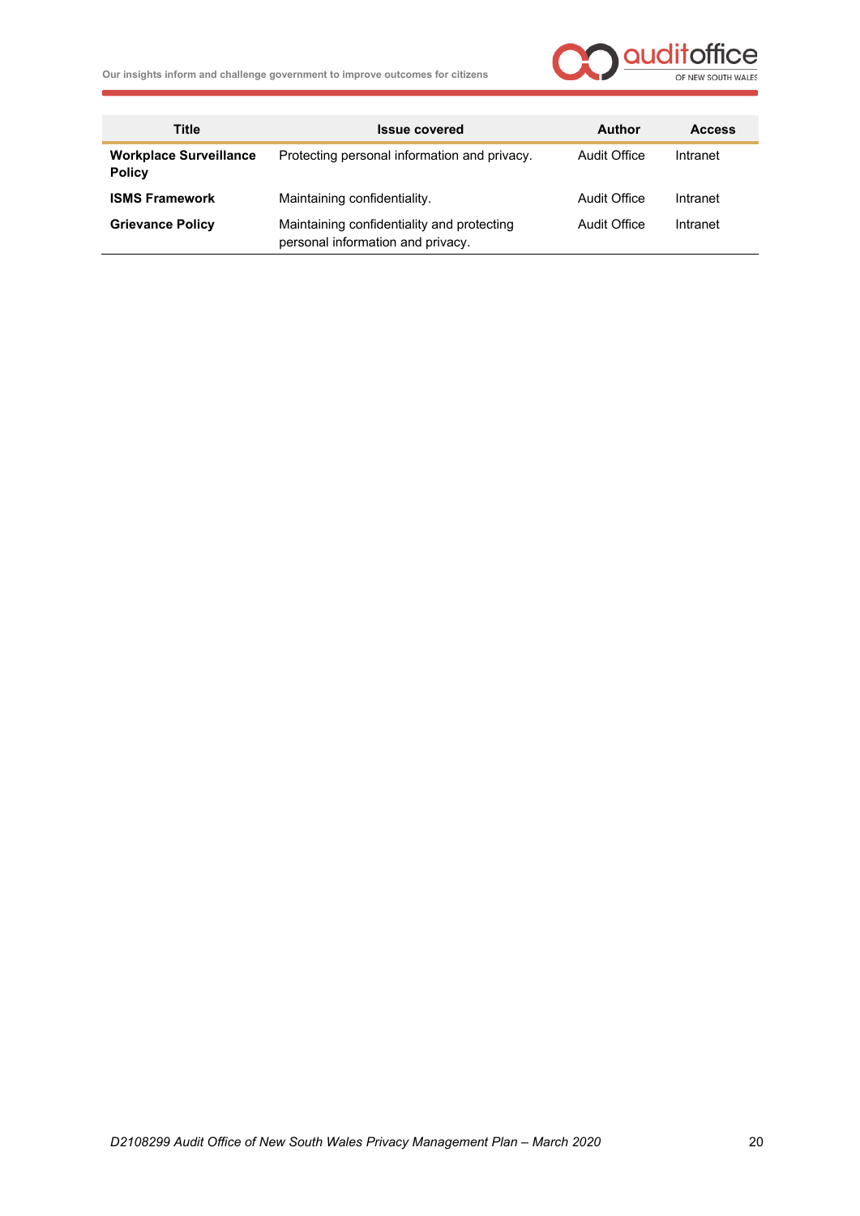| Title | Issue covered | Author | Access |
|---|---|---|---|
| **Workplace Surveillance Policy** | Protecting personal information and privacy. | Audit Office | Intranet |
| **ISMS Framework** | Maintaining confidentiality. | Audit Office | Intranet |
| **Grievance Policy** | Maintaining confidentiality and protecting personal information and privacy. | Audit Office | Intranet |